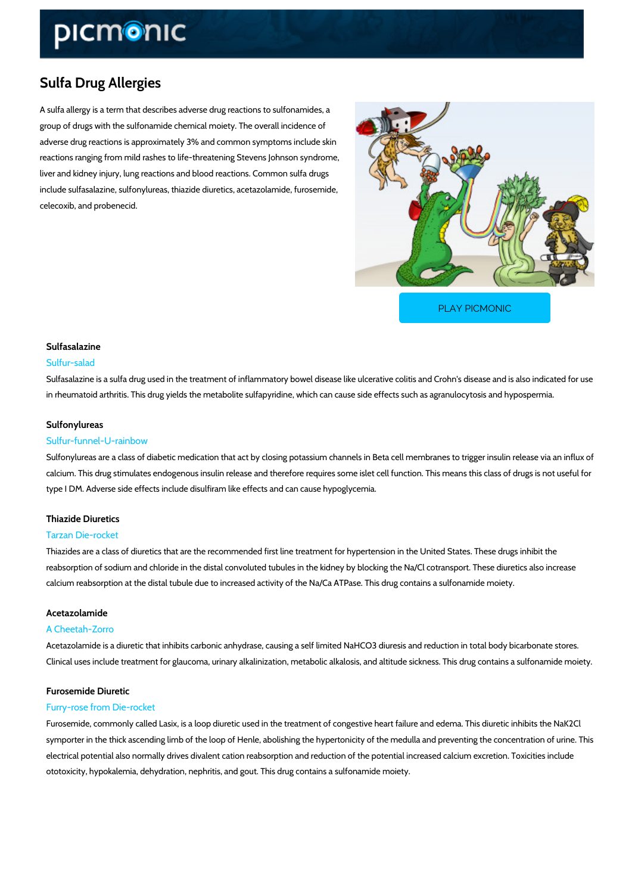# Sulfa Drug Allergies

A sulfa allergy is a term that describes adverse drug reactions to sulfonamides, a group of drugs with the sulfonamide chemical moiety. The overall incidence of adverse drug reactions is approximately 3% and common symptoms include skin reactions ranging from mild rashes to life-threatening Stevens Johnson syndrome, liver and kidney injury, lung reactions and blood reactions. Common sulfa drugs include sulfasalazine, sulfonylureas, thiazide diuretics, acetazolamide, furosemide, celecoxib, and probenecid.

PLAY PICMONIC

### Sulfasalazine

Sulfur-salad

Sulfasalazine is a sulfa drug used in the treatment of inflammatory bowel disease like ulcerative colitis and Crohn's disease and is also indicated for use in rheumatoid arthritis. This drug yields the metabolite sulfapyridine, which can cause side effects such as agranulocytosis and hypospermia.

### Sulfonylureas

Sulfur-funnel-U-rainbow

Sulfonylureas are a class of diabetic medication that act by closing potassium channels in Beta cell membranes to trigger insulin release via an influx of calcium. This drug stimulates endogenous insulin release and therefore requires some islet cell function. This means this class of drugs is not useful for type I DM. Adverse side effects include disulfiram like effects and can cause hypoglycemia.

### Thiazide Diuretics

Tarzan Die-rocket

Thiazides are a class of diuretics that are the recommended first line treatment for hypertension in the United States. These drugs inhibit the reabsorption of sodium and chloride in the distal convoluted tubules in the kidney by blocking the Na/Cl cotransport. These diuretics also increase calcium reabsorption at the distal tubule due to increased activity of the Na/Ca ATPase. This drug contains a sulfonamide moiety.

### Acetazolamide

A Cheetah-Zorro

Acetazolamide is a diuretic that inhibits carbonic anhydrase, causing a self limited $NaHCO_3$ diuresis and reduction in total body bicarbonate stores. Clinical uses include treatment for glaucoma, urinary alkalinization, metabolic alkalosis, and altitude sickness. This drug contains a sulfonamide moiety.

### Furosemide Diuretic

Furry-rose from Die-rocket

Furosemide, commonly called Lasix, is a loop diuretic used in the treatment of congestive heart failure and edema. This diuretic inhibits the NaK2Cl symporter in the thick ascending limb of the loop of Henle, abolishing the hypertonicity of the medulla and preventing the concentration of urine. This electrical potential also normally drives divalent cation reabsorption and reduction of the potential increased calcium excretion. Toxicities include ototoxicity, hypokalemia, dehydration, nephritis, and gout. This drug contains a sulfonamide moiety.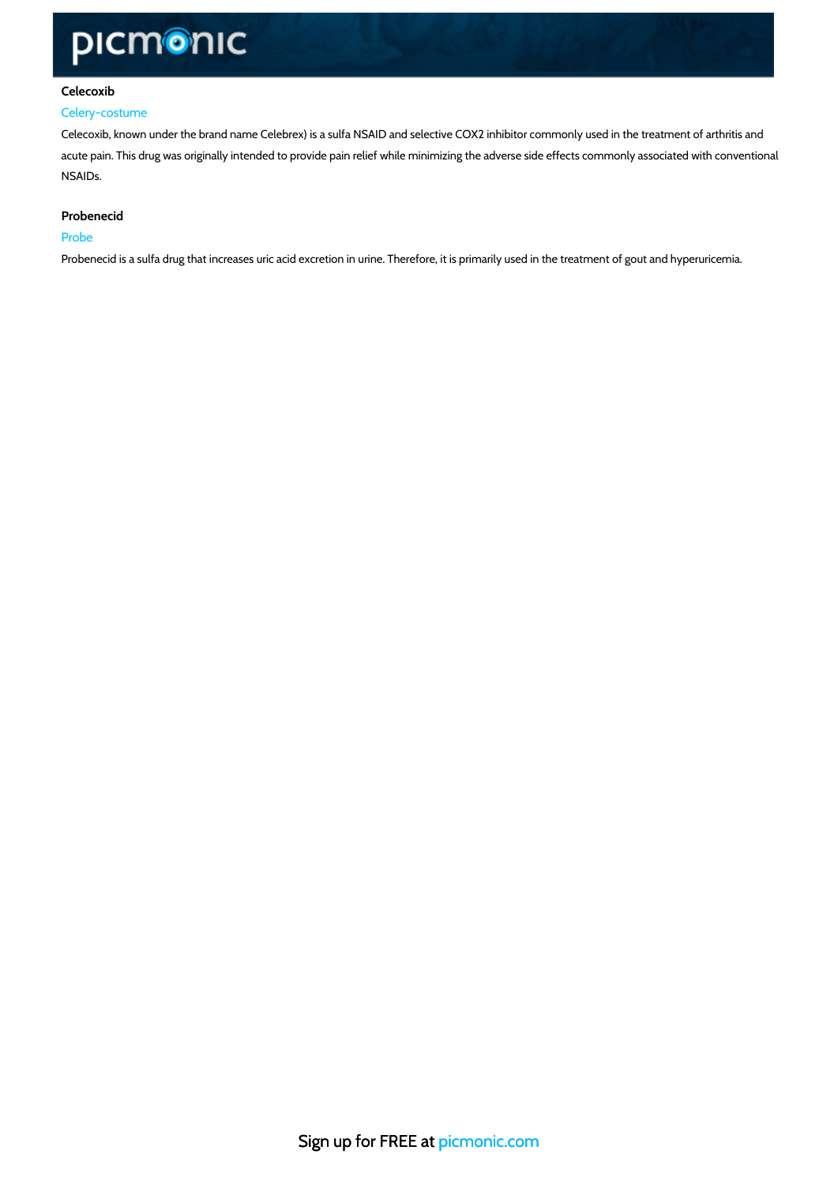**Celecoxib**

Celery-costume

Celecoxib, known under the brand name Celebrex) is a sulfa NSAID and selective COX2 inhibitor commonly used in the treatment of arthritis and acute pain. This drug was originally intended to provide pain relief while minimizing the adverse side effects commonly associated with conventional NSAIDs.

**Probenecid**

Probe

Probenecid is a sulfa drug that increases uric acid excretion in urine. Therefore, it is primarily used in the treatment of gout and hyperuricemia.